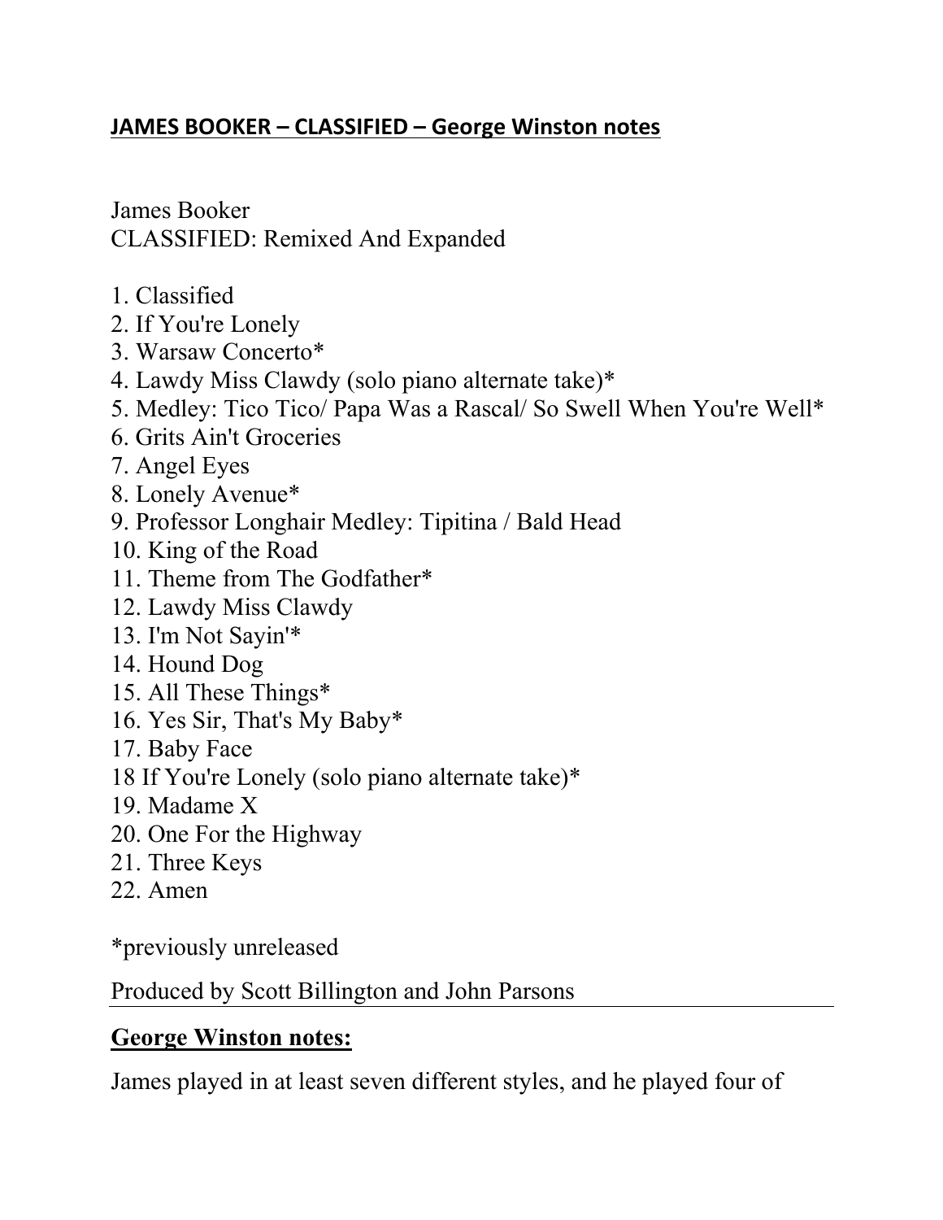# JAMES BOOKER – CLASSIFIED – George Winston notes

James Booker
CLASSIFIED: Remixed And Expanded

1. Classified
2. If You're Lonely
3. Warsaw Concerto*
4. Lawdy Miss Clawdy (solo piano alternate take)*
5. Medley: Tico Tico/ Papa Was a Rascal/ So Swell When You're Well*
6. Grits Ain't Groceries
7. Angel Eyes
8. Lonely Avenue*
9. Professor Longhair Medley: Tipitina / Bald Head
10. King of the Road
11. Theme from The Godfather*
12. Lawdy Miss Clawdy
13. I'm Not Sayin'*
14. Hound Dog
15. All These Things*
16. Yes Sir, That's My Baby*
17. Baby Face
18 If You're Lonely (solo piano alternate take)*
19. Madame X
20. One For the Highway
21. Three Keys
22. Amen

*previously unreleased

Produced by Scott Billington and John Parsons

---

## George Winston notes:

James played in at least seven different styles, and he played four of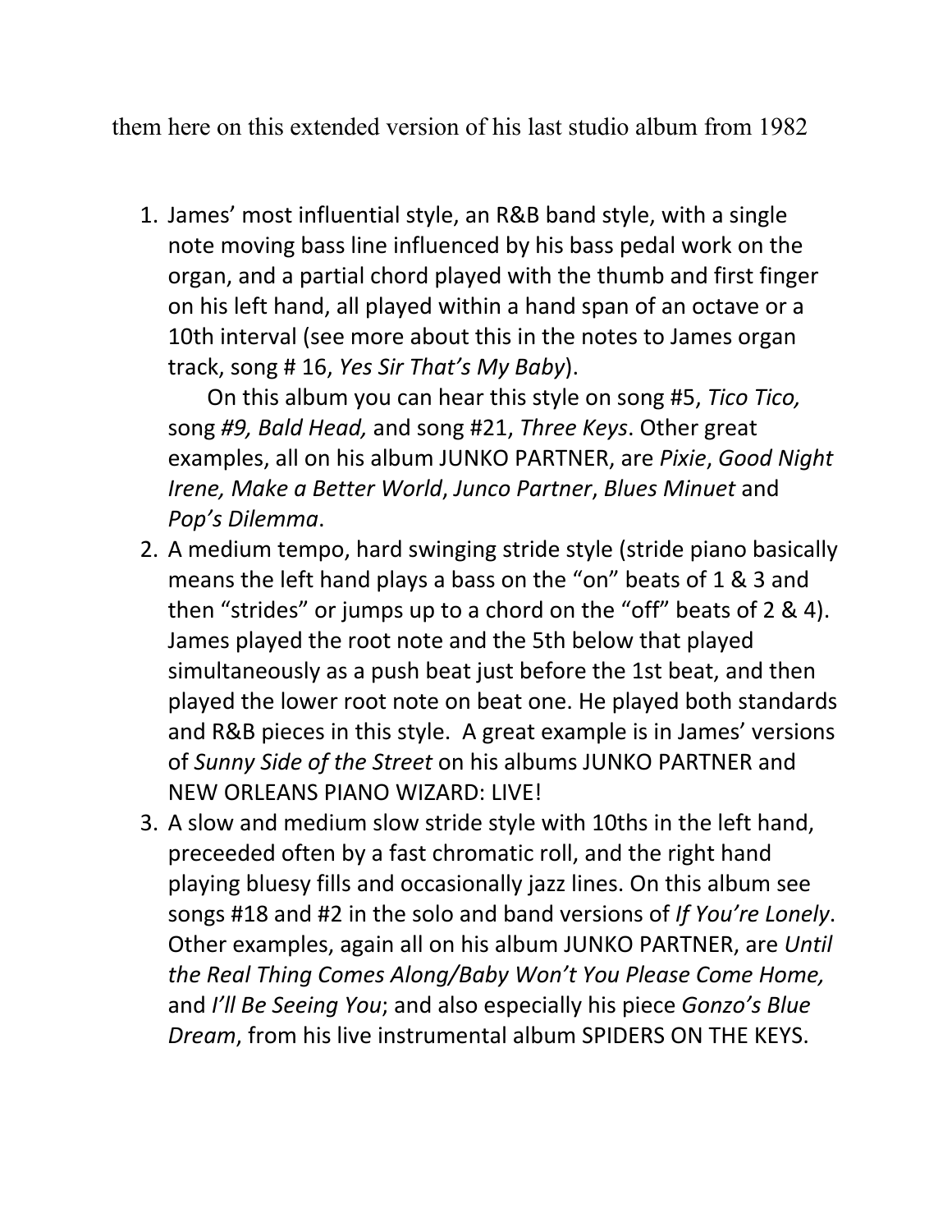them here on this extended version of his last studio album from 1982

1. James' most influential style, an R&B band style, with a single note moving bass line influenced by his bass pedal work on the organ, and a partial chord played with the thumb and first finger on his left hand, all played within a hand span of an octave or a 10th interval (see more about this in the notes to James organ track, song # 16, *Yes Sir That's My Baby*).

   On this album you can hear this style on song #5, *Tico Tico,* song *#9, Bald Head,* and song #21, *Three Keys*. Other great examples, all on his album JUNKO PARTNER, are *Pixie*, *Good Night Irene, Make a Better World*, *Junco Partner*, *Blues Minuet* and *Pop's Dilemma*.
2. A medium tempo, hard swinging stride style (stride piano basically means the left hand plays a bass on the "on" beats of 1 & 3 and then "strides" or jumps up to a chord on the "off" beats of 2 & 4). James played the root note and the 5th below that played simultaneously as a push beat just before the 1st beat, and then played the lower root note on beat one. He played both standards and R&B pieces in this style. A great example is in James' versions of *Sunny Side of the Street* on his albums JUNKO PARTNER and NEW ORLEANS PIANO WIZARD: LIVE!
3. A slow and medium slow stride style with 10ths in the left hand, preceeded often by a fast chromatic roll, and the right hand playing bluesy fills and occasionally jazz lines. On this album see songs #18 and #2 in the solo and band versions of *If You're Lonely*. Other examples, again all on his album JUNKO PARTNER, are *Until the Real Thing Comes Along/Baby Won't You Please Come Home,* and *I'll Be Seeing You*; and also especially his piece *Gonzo's Blue Dream*, from his live instrumental album SPIDERS ON THE KEYS.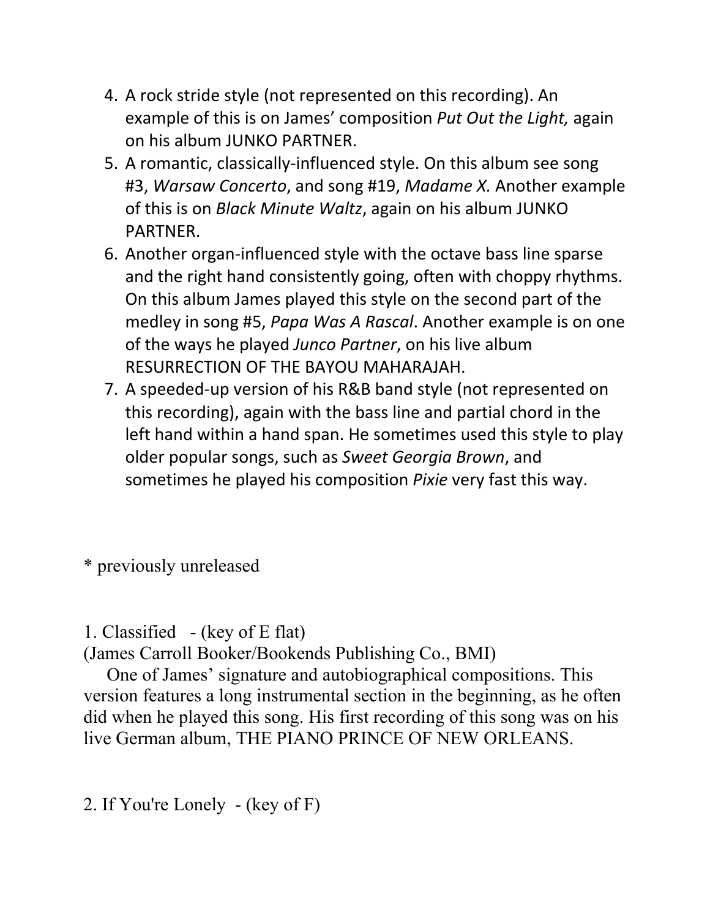4. A rock stride style (not represented on this recording). An example of this is on James' composition *Put Out the Light,* again on his album JUNKO PARTNER.
5. A romantic, classically-influenced style. On this album see song #3, *Warsaw Concerto*, and song #19, *Madame X.* Another example of this is on *Black Minute Waltz*, again on his album JUNKO PARTNER.
6. Another organ-influenced style with the octave bass line sparse and the right hand consistently going, often with choppy rhythms. On this album James played this style on the second part of the medley in song #5, *Papa Was A Rascal*. Another example is on one of the ways he played *Junco Partner*, on his live album RESURRECTION OF THE BAYOU MAHARAJAH.
7. A speeded-up version of his R&B band style (not represented on this recording), again with the bass line and partial chord in the left hand within a hand span. He sometimes used this style to play older popular songs, such as *Sweet Georgia Brown*, and sometimes he played his composition *Pixie* very fast this way.

* previously unreleased

1. Classified - (key of E flat)
(James Carroll Booker/Bookends Publishing Co., BMI)

One of James' signature and autobiographical compositions. This version features a long instrumental section in the beginning, as he often did when he played this song. His first recording of this song was on his live German album, THE PIANO PRINCE OF NEW ORLEANS.

2. If You're Lonely - (key of F)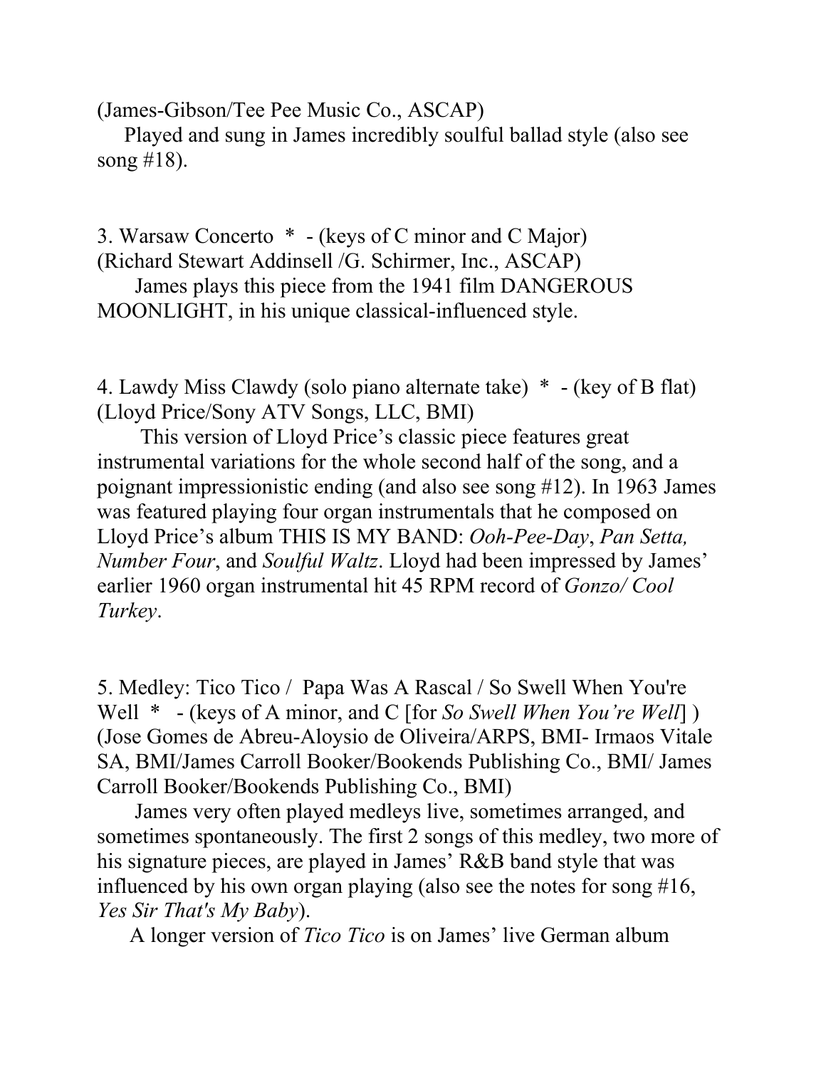(James-Gibson/Tee Pee Music Co., ASCAP)

Played and sung in James incredibly soulful ballad style (also see song #18).

3. Warsaw Concerto * - (keys of C minor and C Major)
(Richard Stewart Addinsell /G. Schirmer, Inc., ASCAP)

James plays this piece from the 1941 film DANGEROUS MOONLIGHT, in his unique classical-influenced style.

4. Lawdy Miss Clawdy (solo piano alternate take) * - (key of B flat)
(Lloyd Price/Sony ATV Songs, LLC, BMI)

This version of Lloyd Price's classic piece features great instrumental variations for the whole second half of the song, and a poignant impressionistic ending (and also see song #12). In 1963 James was featured playing four organ instrumentals that he composed on Lloyd Price's album THIS IS MY BAND: *Ooh-Pee-Day*, *Pan Setta, Number Four*, and *Soulful Waltz*. Lloyd had been impressed by James' earlier 1960 organ instrumental hit 45 RPM record of *Gonzo/ Cool Turkey*.

5. Medley: Tico Tico / Papa Was A Rascal / So Swell When You're Well * - (keys of A minor, and C [for *So Swell When You're Well*] )
(Jose Gomes de Abreu-Aloysio de Oliveira/ARPS, BMI- Irmaos Vitale SA, BMI/James Carroll Booker/Bookends Publishing Co., BMI/ James Carroll Booker/Bookends Publishing Co., BMI)

James very often played medleys live, sometimes arranged, and sometimes spontaneously. The first 2 songs of this medley, two more of his signature pieces, are played in James' R&B band style that was influenced by his own organ playing (also see the notes for song #16, *Yes Sir That's My Baby*).

A longer version of *Tico Tico* is on James' live German album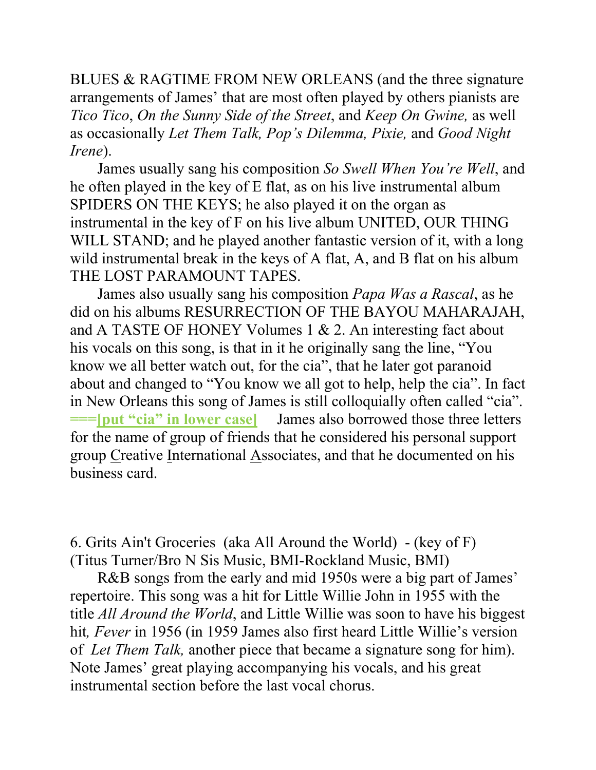BLUES & RAGTIME FROM NEW ORLEANS (and the three signature arrangements of James' that are most often played by others pianists are *Tico Tico*, *On the Sunny Side of the Street*, and *Keep On Gwine,* as well as occasionally *Let Them Talk, Pop's Dilemma, Pixie,* and *Good Night Irene*).

James usually sang his composition *So Swell When You're Well*, and he often played in the key of E flat, as on his live instrumental album SPIDERS ON THE KEYS; he also played it on the organ as instrumental in the key of F on his live album UNITED, OUR THING WILL STAND; and he played another fantastic version of it, with a long wild instrumental break in the keys of A flat, A, and B flat on his album THE LOST PARAMOUNT TAPES.

James also usually sang his composition *Papa Was a Rascal*, as he did on his albums RESURRECTION OF THE BAYOU MAHARAJAH, and A TASTE OF HONEY Volumes 1 & 2. An interesting fact about his vocals on this song, is that in it he originally sang the line, "You know we all better watch out, for the cia", that he later got paranoid about and changed to "You know we all got to help, help the cia". In fact in New Orleans this song of James is still colloquially often called "cia". **===[put "cia" in lower case]** James also borrowed those three letters for the name of group of friends that he considered his personal support group <u>C</u>reative <u>I</u>nternational <u>A</u>ssociates, and that he documented on his business card.

6. Grits Ain't Groceries (aka All Around the World) - (key of F)
(Titus Turner/Bro N Sis Music, BMI-Rockland Music, BMI)

R&B songs from the early and mid 1950s were a big part of James' repertoire. This song was a hit for Little Willie John in 1955 with the title *All Around the World*, and Little Willie was soon to have his biggest hit*, Fever* in 1956 (in 1959 James also first heard Little Willie's version of *Let Them Talk,* another piece that became a signature song for him). Note James' great playing accompanying his vocals, and his great instrumental section before the last vocal chorus.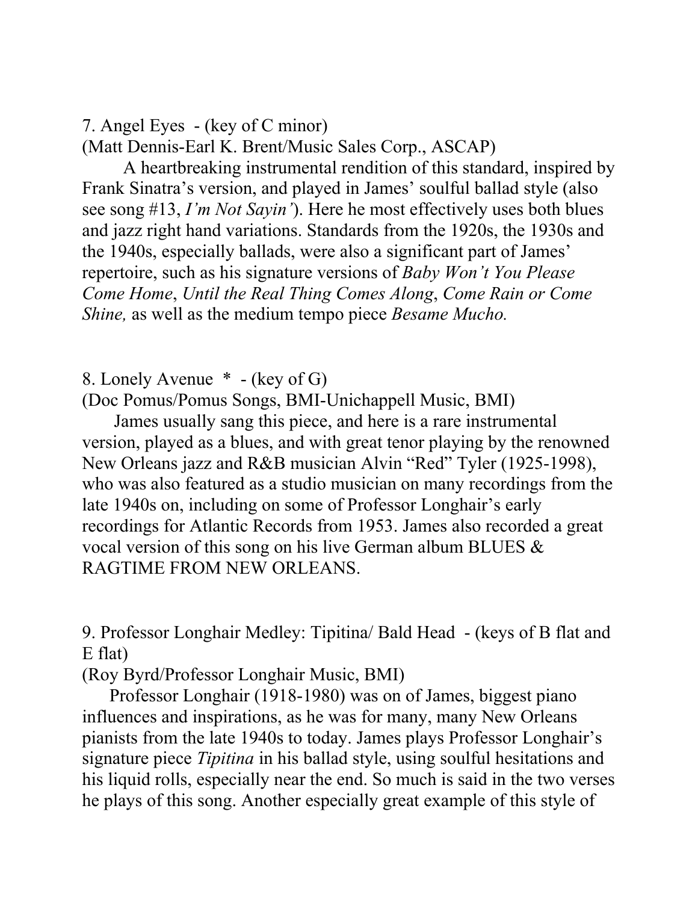7. Angel Eyes - (key of C minor)
(Matt Dennis-Earl K. Brent/Music Sales Corp., ASCAP)

A heartbreaking instrumental rendition of this standard, inspired by Frank Sinatra's version, and played in James' soulful ballad style (also see song #13, *I'm Not Sayin'*). Here he most effectively uses both blues and jazz right hand variations. Standards from the 1920s, the 1930s and the 1940s, especially ballads, were also a significant part of James' repertoire, such as his signature versions of *Baby Won't You Please Come Home*, *Until the Real Thing Comes Along*, *Come Rain or Come Shine,* as well as the medium tempo piece *Besame Mucho.*

8. Lonely Avenue * - (key of G)
(Doc Pomus/Pomus Songs, BMI-Unichappell Music, BMI)

James usually sang this piece, and here is a rare instrumental version, played as a blues, and with great tenor playing by the renowned New Orleans jazz and R&B musician Alvin "Red" Tyler (1925-1998), who was also featured as a studio musician on many recordings from the late 1940s on, including on some of Professor Longhair's early recordings for Atlantic Records from 1953. James also recorded a great vocal version of this song on his live German album BLUES & RAGTIME FROM NEW ORLEANS.

9. Professor Longhair Medley: Tipitina/ Bald Head - (keys of B flat and E flat)
(Roy Byrd/Professor Longhair Music, BMI)

Professor Longhair (1918-1980) was on of James, biggest piano influences and inspirations, as he was for many, many New Orleans pianists from the late 1940s to today. James plays Professor Longhair's signature piece *Tipitina* in his ballad style, using soulful hesitations and his liquid rolls, especially near the end. So much is said in the two verses he plays of this song. Another especially great example of this style of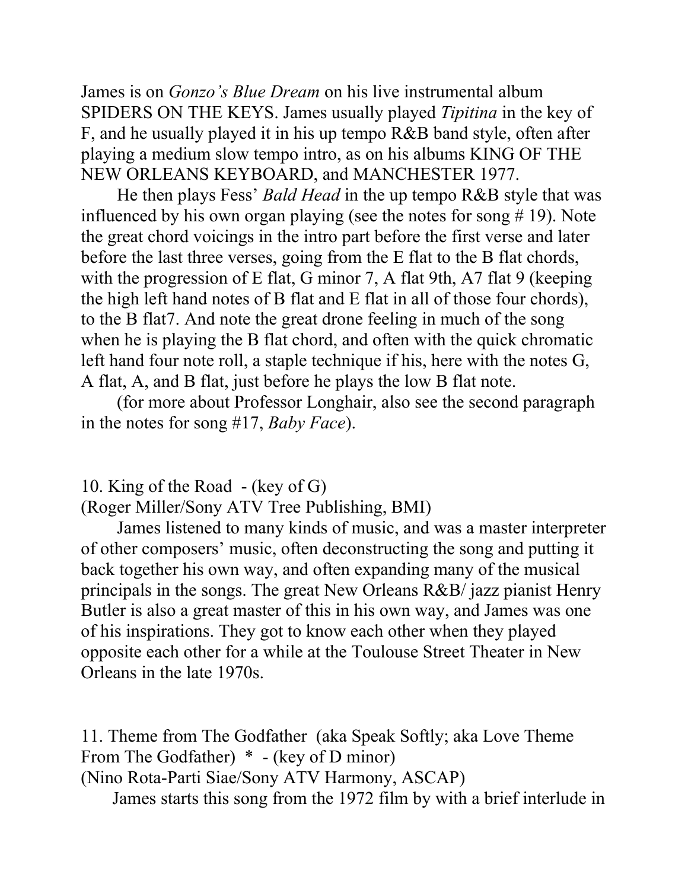James is on *Gonzo's Blue Dream* on his live instrumental album SPIDERS ON THE KEYS. James usually played *Tipitina* in the key of F, and he usually played it in his up tempo R&B band style, often after playing a medium slow tempo intro, as on his albums KING OF THE NEW ORLEANS KEYBOARD, and MANCHESTER 1977.

He then plays Fess' *Bald Head* in the up tempo R&B style that was influenced by his own organ playing (see the notes for song # 19). Note the great chord voicings in the intro part before the first verse and later before the last three verses, going from the E flat to the B flat chords, with the progression of E flat, G minor 7, A flat 9th, A7 flat 9 (keeping the high left hand notes of B flat and E flat in all of those four chords), to the B flat7. And note the great drone feeling in much of the song when he is playing the B flat chord, and often with the quick chromatic left hand four note roll, a staple technique if his, here with the notes G, A flat, A, and B flat, just before he plays the low B flat note.

(for more about Professor Longhair, also see the second paragraph in the notes for song #17, *Baby Face*).

10. King of the Road - (key of G)
(Roger Miller/Sony ATV Tree Publishing, BMI)

James listened to many kinds of music, and was a master interpreter of other composers' music, often deconstructing the song and putting it back together his own way, and often expanding many of the musical principals in the songs. The great New Orleans R&B/ jazz pianist Henry Butler is also a great master of this in his own way, and James was one of his inspirations. They got to know each other when they played opposite each other for a while at the Toulouse Street Theater in New Orleans in the late 1970s.

11. Theme from The Godfather (aka Speak Softly; aka Love Theme From The Godfather) * - (key of D minor)
(Nino Rota-Parti Siae/Sony ATV Harmony, ASCAP)

James starts this song from the 1972 film by with a brief interlude in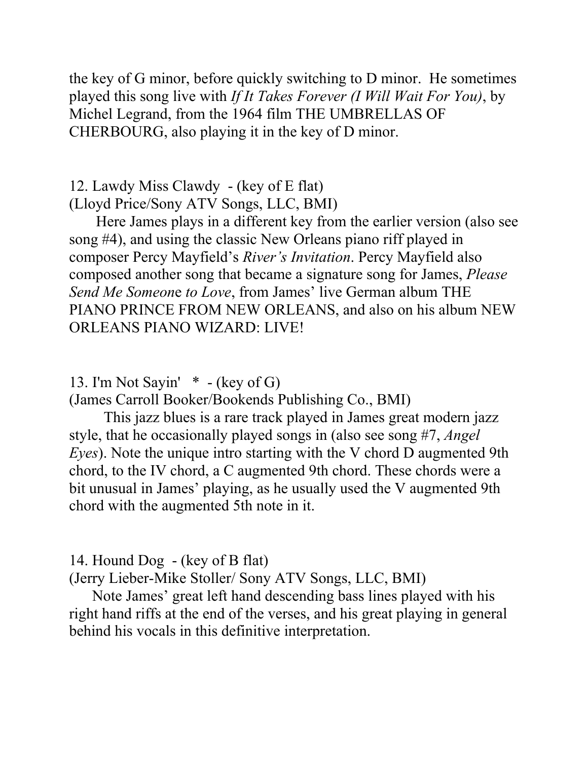the key of G minor, before quickly switching to D minor. He sometimes played this song live with *If It Takes Forever (I Will Wait For You)*, by Michel Legrand, from the 1964 film THE UMBRELLAS OF CHERBOURG, also playing it in the key of D minor.

12. Lawdy Miss Clawdy - (key of E flat)
(Lloyd Price/Sony ATV Songs, LLC, BMI)

Here James plays in a different key from the earlier version (also see song #4), and using the classic New Orleans piano riff played in composer Percy Mayfield's *River's Invitation*. Percy Mayfield also composed another song that became a signature song for James, *Please Send Me Someone to Love*, from James' live German album THE PIANO PRINCE FROM NEW ORLEANS, and also on his album NEW ORLEANS PIANO WIZARD: LIVE!

13. I'm Not Sayin' * - (key of G)
(James Carroll Booker/Bookends Publishing Co., BMI)

This jazz blues is a rare track played in James great modern jazz style, that he occasionally played songs in (also see song #7, *Angel Eyes*). Note the unique intro starting with the V chord D augmented 9th chord, to the IV chord, a C augmented 9th chord. These chords were a bit unusual in James' playing, as he usually used the V augmented 9th chord with the augmented 5th note in it.

14. Hound Dog - (key of B flat)
(Jerry Lieber-Mike Stoller/ Sony ATV Songs, LLC, BMI)

Note James' great left hand descending bass lines played with his right hand riffs at the end of the verses, and his great playing in general behind his vocals in this definitive interpretation.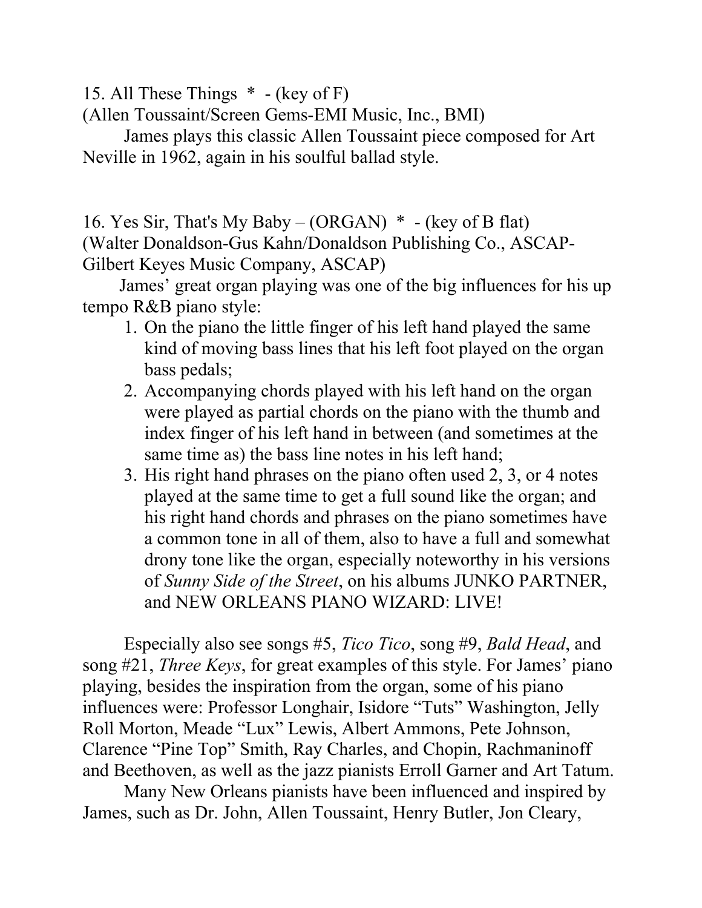15. All These Things * - (key of F)
(Allen Toussaint/Screen Gems-EMI Music, Inc., BMI)

James plays this classic Allen Toussaint piece composed for Art Neville in 1962, again in his soulful ballad style.

16. Yes Sir, That's My Baby – (ORGAN) * - (key of B flat)
(Walter Donaldson-Gus Kahn/Donaldson Publishing Co., ASCAP-Gilbert Keyes Music Company, ASCAP)

James' great organ playing was one of the big influences for his up tempo R&B piano style:

1. On the piano the little finger of his left hand played the same kind of moving bass lines that his left foot played on the organ bass pedals;
2. Accompanying chords played with his left hand on the organ were played as partial chords on the piano with the thumb and index finger of his left hand in between (and sometimes at the same time as) the bass line notes in his left hand;
3. His right hand phrases on the piano often used 2, 3, or 4 notes played at the same time to get a full sound like the organ; and his right hand chords and phrases on the piano sometimes have a common tone in all of them, also to have a full and somewhat drony tone like the organ, especially noteworthy in his versions of *Sunny Side of the Street*, on his albums JUNKO PARTNER, and NEW ORLEANS PIANO WIZARD: LIVE!

Especially also see songs #5, *Tico Tico*, song #9, *Bald Head*, and song #21, *Three Keys*, for great examples of this style. For James' piano playing, besides the inspiration from the organ, some of his piano influences were: Professor Longhair, Isidore "Tuts" Washington, Jelly Roll Morton, Meade "Lux" Lewis, Albert Ammons, Pete Johnson, Clarence "Pine Top" Smith, Ray Charles, and Chopin, Rachmaninoff and Beethoven, as well as the jazz pianists Erroll Garner and Art Tatum.

Many New Orleans pianists have been influenced and inspired by James, such as Dr. John, Allen Toussaint, Henry Butler, Jon Cleary,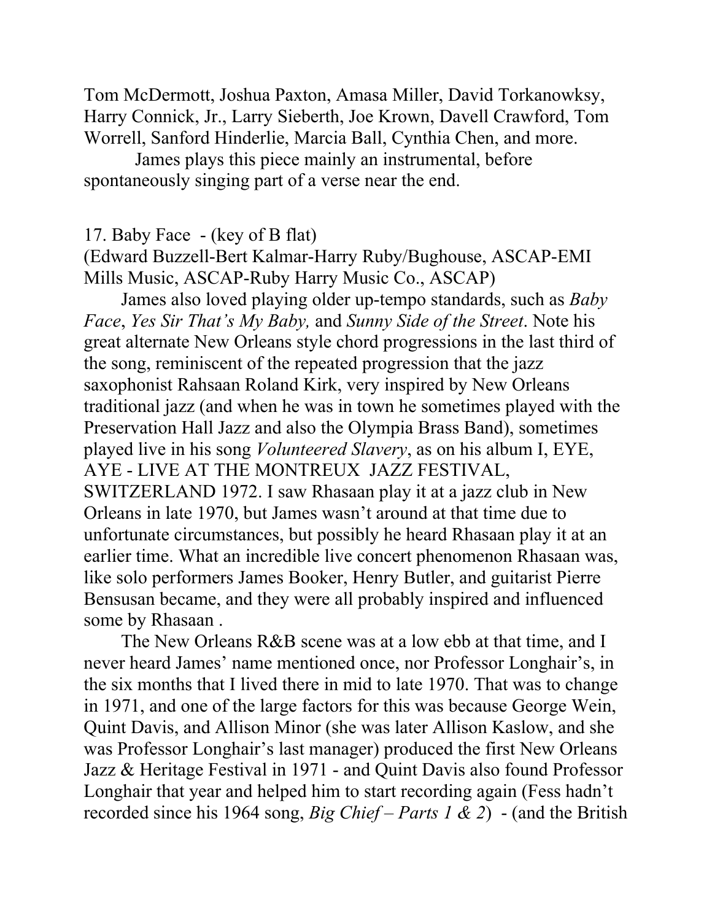Tom McDermott, Joshua Paxton, Amasa Miller, David Torkanowksy, Harry Connick, Jr., Larry Sieberth, Joe Krown, Davell Crawford, Tom Worrell, Sanford Hinderlie, Marcia Ball, Cynthia Chen, and more.

James plays this piece mainly an instrumental, before spontaneously singing part of a verse near the end.

17. Baby Face - (key of B flat)
(Edward Buzzell-Bert Kalmar-Harry Ruby/Bughouse, ASCAP-EMI Mills Music, ASCAP-Ruby Harry Music Co., ASCAP)

James also loved playing older up-tempo standards, such as *Baby Face*, *Yes Sir That's My Baby,* and *Sunny Side of the Street*. Note his great alternate New Orleans style chord progressions in the last third of the song, reminiscent of the repeated progression that the jazz saxophonist Rahsaan Roland Kirk, very inspired by New Orleans traditional jazz (and when he was in town he sometimes played with the Preservation Hall Jazz and also the Olympia Brass Band), sometimes played live in his song *Volunteered Slavery*, as on his album I, EYE, AYE - LIVE AT THE MONTREUX JAZZ FESTIVAL, SWITZERLAND 1972. I saw Rhasaan play it at a jazz club in New Orleans in late 1970, but James wasn't around at that time due to unfortunate circumstances, but possibly he heard Rhasaan play it at an earlier time. What an incredible live concert phenomenon Rhasaan was, like solo performers James Booker, Henry Butler, and guitarist Pierre Bensusan became, and they were all probably inspired and influenced some by Rhasaan .

The New Orleans R&B scene was at a low ebb at that time, and I never heard James' name mentioned once, nor Professor Longhair's, in the six months that I lived there in mid to late 1970. That was to change in 1971, and one of the large factors for this was because George Wein, Quint Davis, and Allison Minor (she was later Allison Kaslow, and she was Professor Longhair's last manager) produced the first New Orleans Jazz & Heritage Festival in 1971 - and Quint Davis also found Professor Longhair that year and helped him to start recording again (Fess hadn't recorded since his 1964 song, *Big Chief – Parts 1 & 2*) - (and the British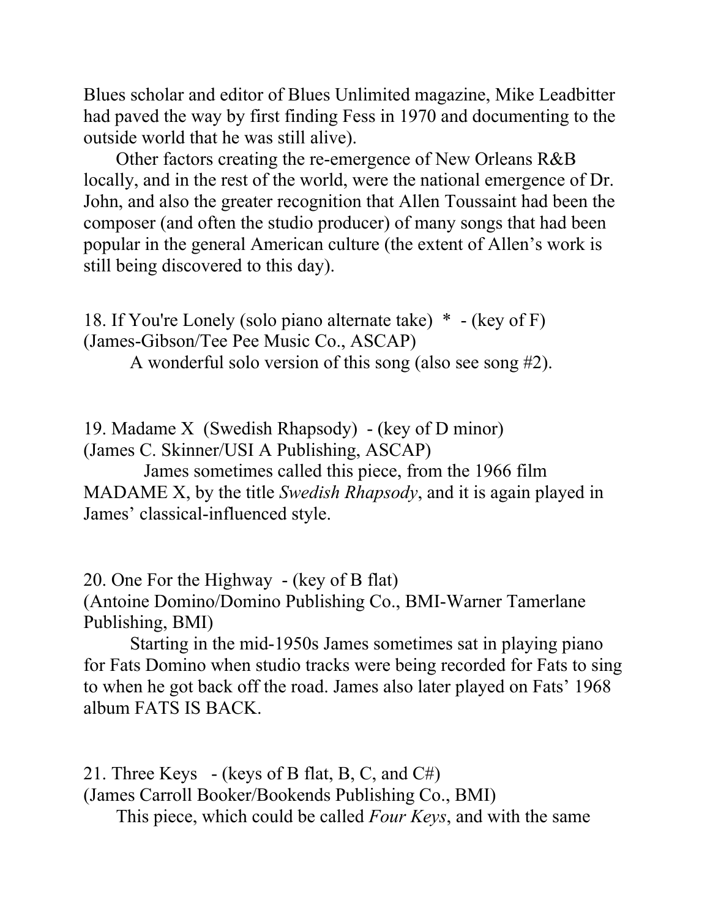Blues scholar and editor of Blues Unlimited magazine, Mike Leadbitter had paved the way by first finding Fess in 1970 and documenting to the outside world that he was still alive).

Other factors creating the re-emergence of New Orleans R&B locally, and in the rest of the world, were the national emergence of Dr. John, and also the greater recognition that Allen Toussaint had been the composer (and often the studio producer) of many songs that had been popular in the general American culture (the extent of Allen's work is still being discovered to this day).

18. If You're Lonely (solo piano alternate take) * - (key of F)
(James-Gibson/Tee Pee Music Co., ASCAP)

A wonderful solo version of this song (also see song #2).

19. Madame X (Swedish Rhapsody) - (key of D minor)
(James C. Skinner/USI A Publishing, ASCAP)

James sometimes called this piece, from the 1966 film MADAME X, by the title *Swedish Rhapsody*, and it is again played in James' classical-influenced style.

20. One For the Highway - (key of B flat)
(Antoine Domino/Domino Publishing Co., BMI-Warner Tamerlane Publishing, BMI)

Starting in the mid-1950s James sometimes sat in playing piano for Fats Domino when studio tracks were being recorded for Fats to sing to when he got back off the road. James also later played on Fats' 1968 album FATS IS BACK.

21. Three Keys - (keys of B flat, B, C, and C#)
(James Carroll Booker/Bookends Publishing Co., BMI)

This piece, which could be called *Four Keys*, and with the same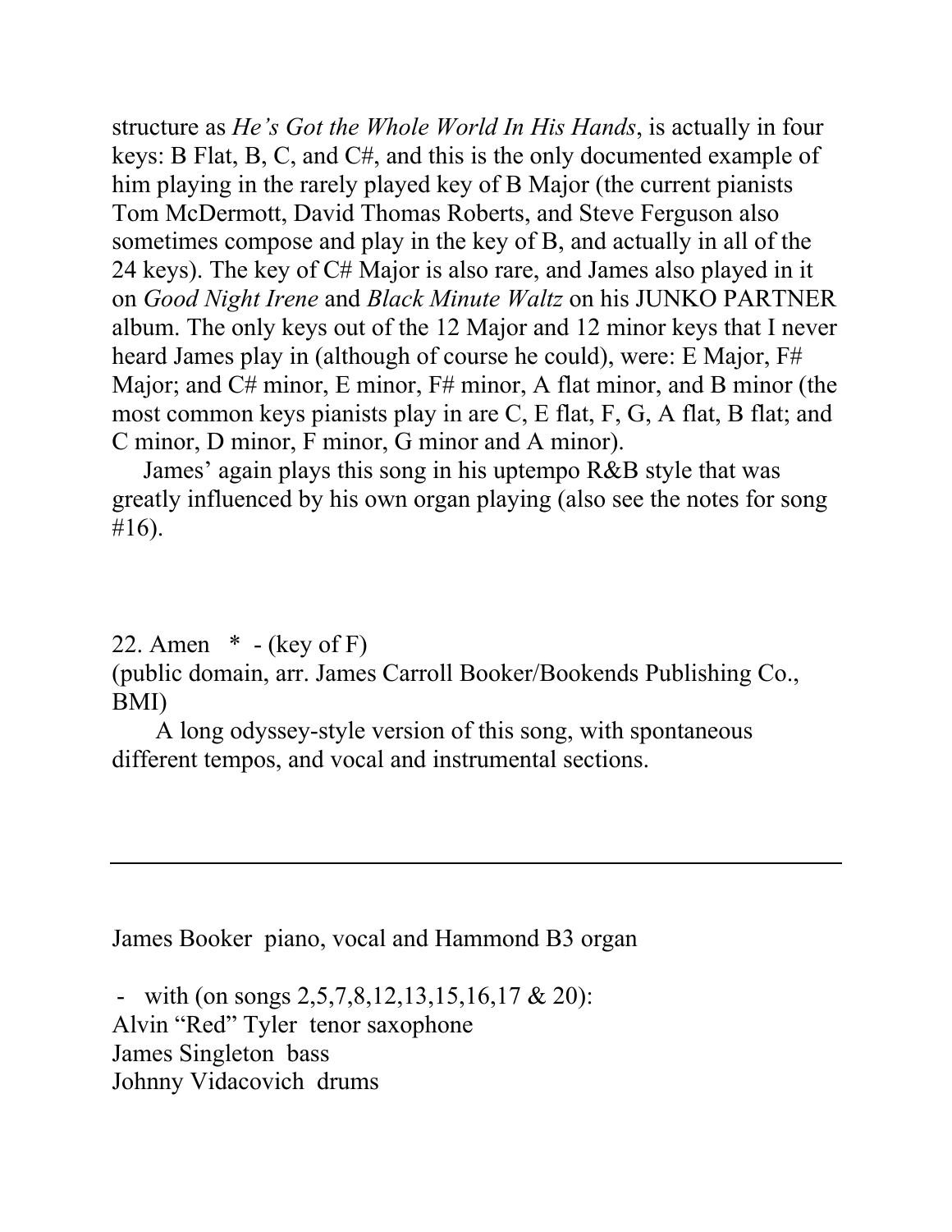structure as *He's Got the Whole World In His Hands*, is actually in four keys: B Flat, B, C, and C#, and this is the only documented example of him playing in the rarely played key of B Major (the current pianists Tom McDermott, David Thomas Roberts, and Steve Ferguson also sometimes compose and play in the key of B, and actually in all of the 24 keys). The key of C# Major is also rare, and James also played in it on *Good Night Irene* and *Black Minute Waltz* on his JUNKO PARTNER album. The only keys out of the 12 Major and 12 minor keys that I never heard James play in (although of course he could), were: E Major, F# Major; and C# minor, E minor, F# minor, A flat minor, and B minor (the most common keys pianists play in are C, E flat, F, G, A flat, B flat; and C minor, D minor, F minor, G minor and A minor).

James' again plays this song in his uptempo R&B style that was greatly influenced by his own organ playing (also see the notes for song #16).

22. Amen * - (key of F)
(public domain, arr. James Carroll Booker/Bookends Publishing Co., BMI)

A long odyssey-style version of this song, with spontaneous different tempos, and vocal and instrumental sections.

---

James Booker piano, vocal and Hammond B3 organ

- with (on songs 2,5,7,8,12,13,15,16,17 & 20):

Alvin "Red" Tyler tenor saxophone
James Singleton bass
Johnny Vidacovich drums